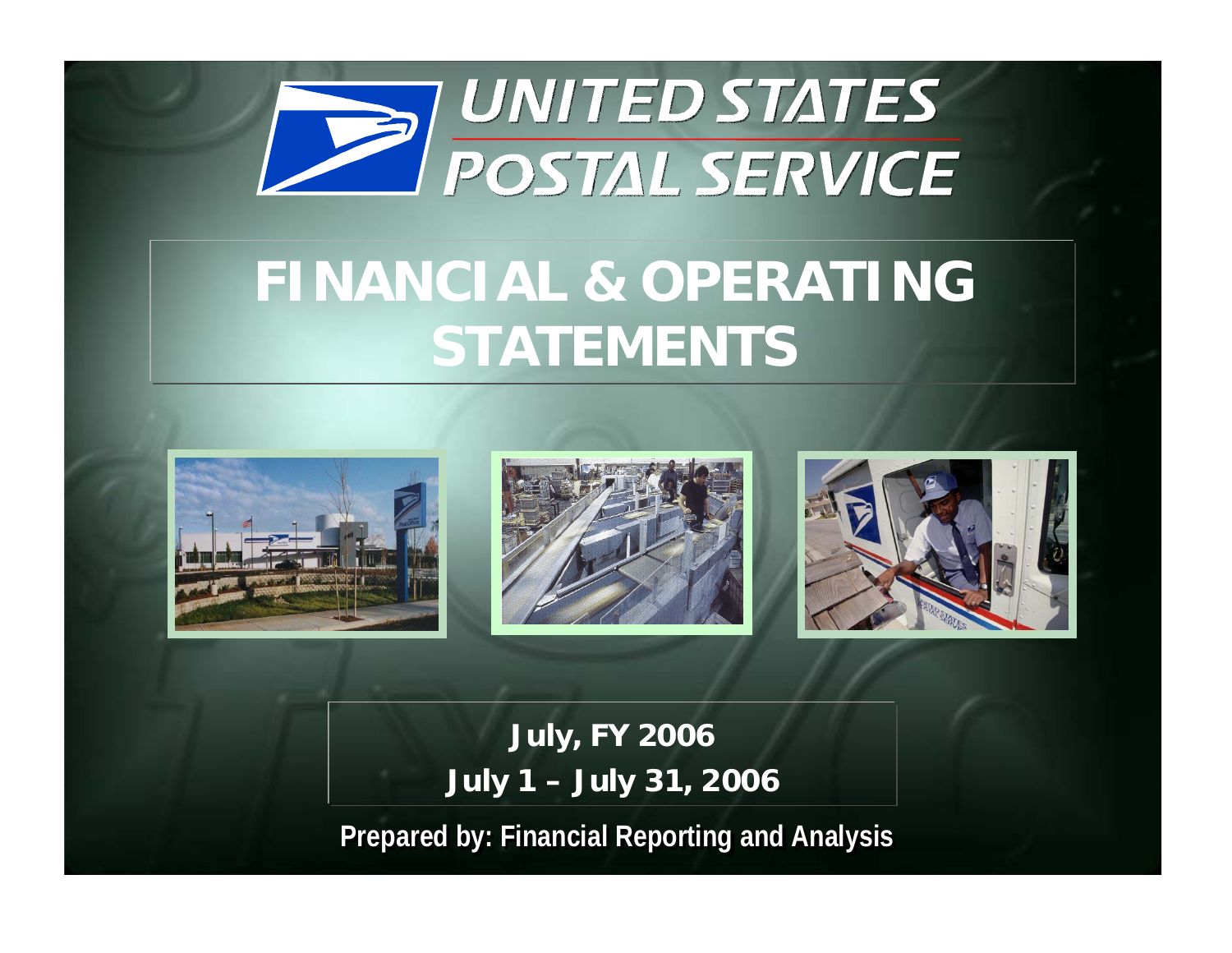# UNITED STATES POSTAL SERVICE

# FINANCIAL & OPERATING STATEMENTS

**July, FY 2006**

**July 1 – July 31, 2006**

**Prepared by: Financial Reporting and Analysis**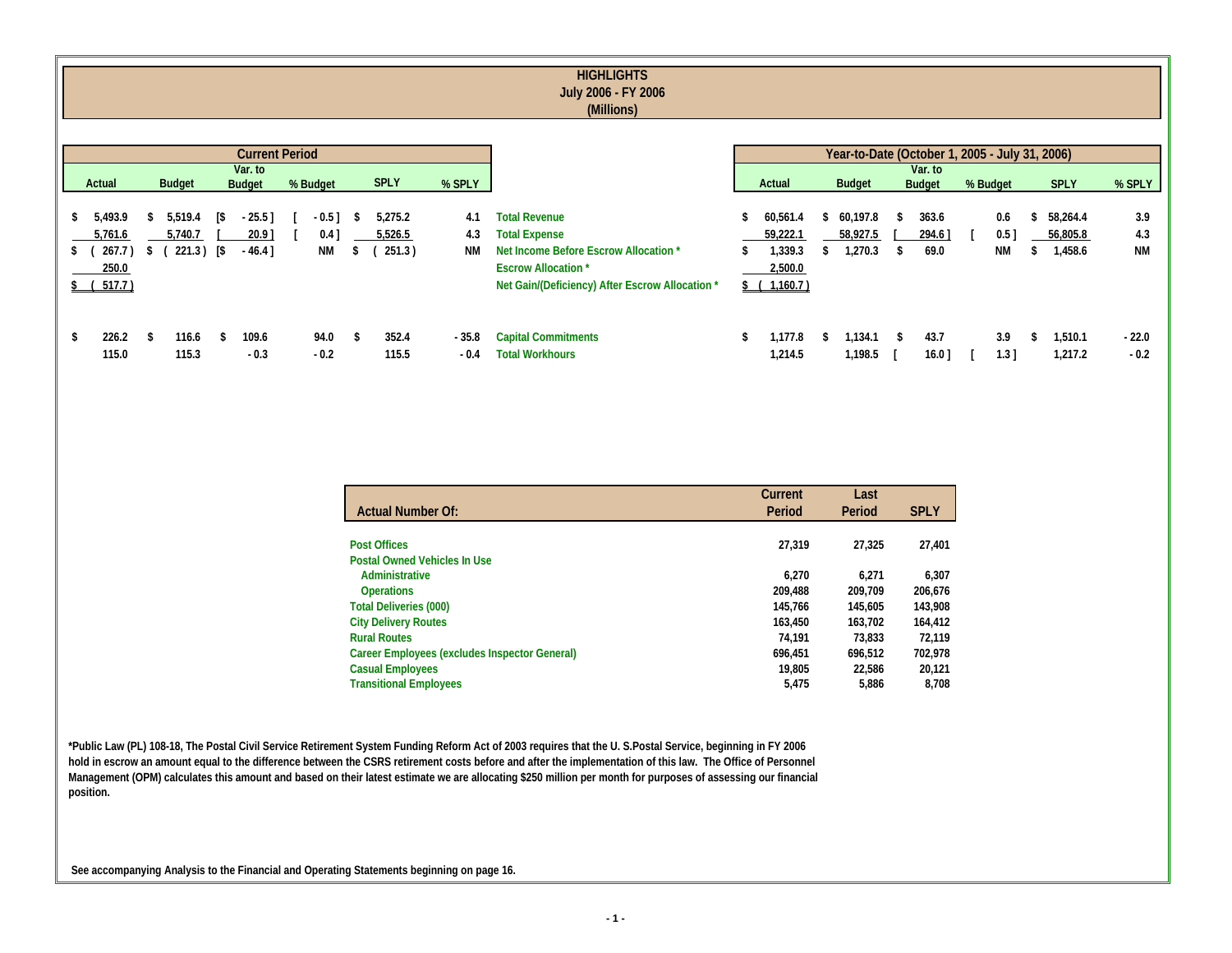# HIGHLIGHTS
## July 2006 - FY 2006
### (Millions)

| Current Period | | | | | | | Year-to-Date (October 1, 2005 - July 31, 2006) | | | | | |
|---|---|---|---|---|---|---|---|---|---|---|---|---|
| Actual | Budget | Var. to Budget | % Budget | SPLY | % SPLY | | Actual | Budget | Var. to Budget | % Budget | SPLY | % SPLY |
| $ 5,493.9 | $ 5,519.4 | [$ - 25.5 ] | [ - 0.5 ] | $ 5,275.2 | 4.1 | Total Revenue | $ 60,561.4 | $ 60,197.8 | $ 363.6 | 0.6 | $ 58,264.4 | 3.9 |
| 5,761.6 | 5,740.7 | [ 20.9 ] | [ 0.4 ] | 5,526.5 | 4.3 | Total Expense | 59,222.1 | 58,927.5 | [ 294.6 ] | [ 0.5 ] | 56,805.8 | 4.3 |
| $ ( 267.7 ) | $ ( 221.3 ) | [$ - 46.4 ] | NM | $ ( 251.3 ) | NM | Net Income Before Escrow Allocation * | $ 1,339.3 | $ 1,270.3 | $ 69.0 | NM | $ 1,458.6 | NM |
| 250.0 | | | | | | Escrow Allocation * | 2,500.0 | | | | | |
| $ ( 517.7 ) | | | | | | Net Gain/(Deficiency) After Escrow Allocation * | $ ( 1,160.7 ) | | | | | |
| $ 226.2 | $ 116.6 | $ 109.6 | 94.0 | $ 352.4 | - 35.8 | Capital Commitments | $ 1,177.8 | $ 1,134.1 | $ 43.7 | 3.9 | $ 1,510.1 | - 22.0 |
| 115.0 | 115.3 | - 0.3 | - 0.2 | 115.5 | - 0.4 | Total Workhours | 1,214.5 | 1,198.5 | [ 16.0 ] | [ 1.3 ] | 1,217.2 | - 0.2 |

| Actual Number Of: | Current Period | Last Period | SPLY |
|---|---|---|---|
| Post Offices | 27,319 | 27,325 | 27,401 |
| Postal Owned Vehicles In Use | | | |
| Administrative | 6,270 | 6,271 | 6,307 |
| Operations | 209,488 | 209,709 | 206,676 |
| Total Deliveries (000) | 145,766 | 145,605 | 143,908 |
| City Delivery Routes | 163,450 | 163,702 | 164,412 |
| Rural Routes | 74,191 | 73,833 | 72,119 |
| Career Employees (excludes Inspector General) | 696,451 | 696,512 | 702,978 |
| Casual Employees | 19,805 | 22,586 | 20,121 |
| Transitional Employees | 5,475 | 5,886 | 8,708 |

*Public Law (PL) 108-18, The Postal Civil Service Retirement System Funding Reform Act of 2003 requires that the U. S.Postal Service, beginning in FY 2006 hold in escrow an amount equal to the difference between the CSRS retirement costs before and after the implementation of this law. The Office of Personnel Management (OPM) calculates this amount and based on their latest estimate we are allocating $250 million per month for purposes of assessing our financial position.

See accompanying Analysis to the Financial and Operating Statements beginning on page 16.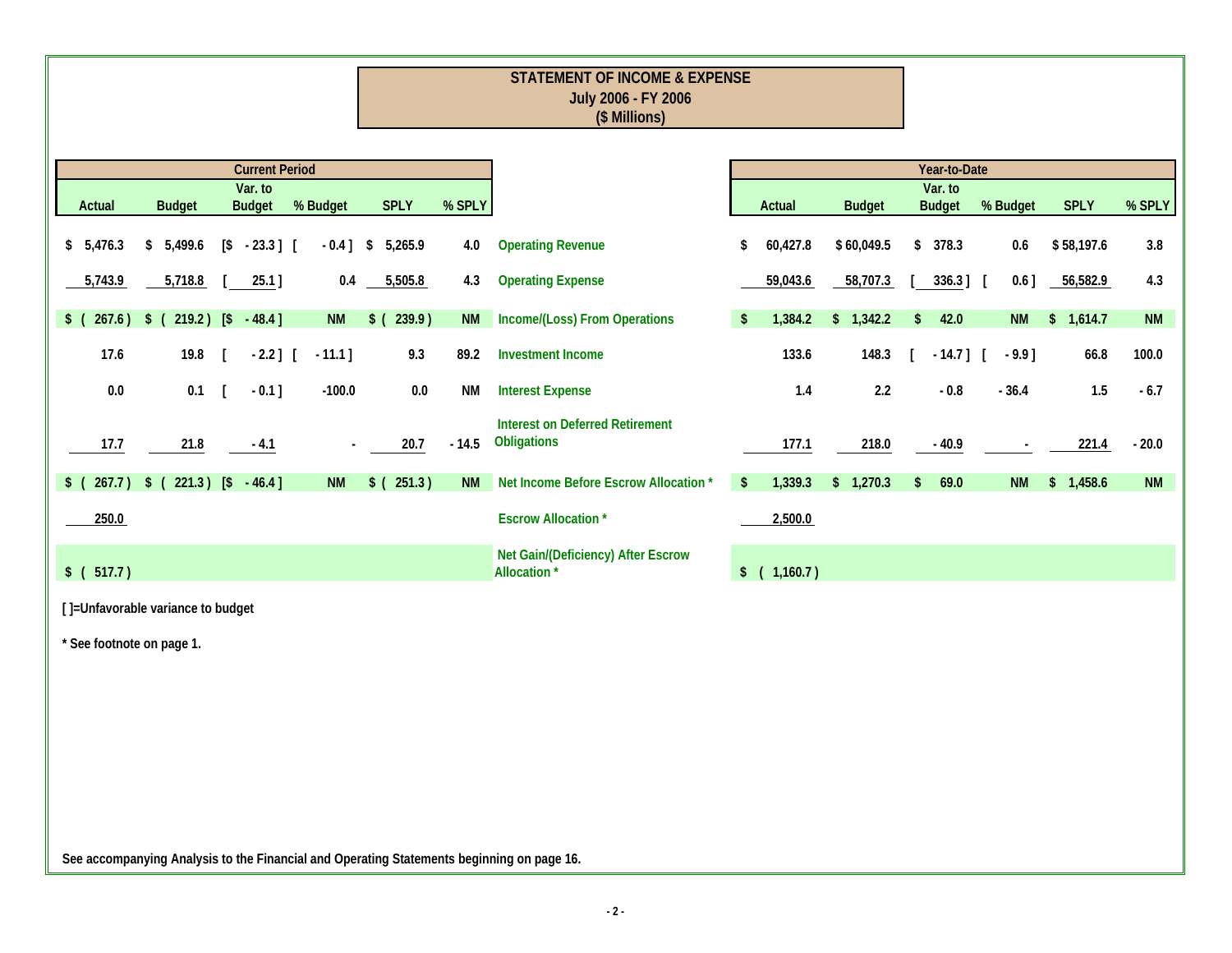# STATEMENT OF INCOME & EXPENSE
## July 2006 - FY 2006
## ($ Millions)

| Current Period | | | | | | | Year-to-Date | | | | | |
|---|---|---|---|---|---|---|---|---|---|---|---|---|
| Actual | Budget | Var. to Budget | % Budget | SPLY | % SPLY | | Actual | Budget | Var. to Budget | % Budget | SPLY | % SPLY |
| $ 5,476.3 | $ 5,499.6 | [$ - 23.3 ] | [ - 0.4 ] | $ 5,265.9 | 4.0 | Operating Revenue | $ 60,427.8 | $ 60,049.5 | $ 378.3 | 0.6 | $ 58,197.6 | 3.8 |
| 5,743.9 | 5,718.8 | [ 25.1 ] | 0.4 | 5,505.8 | 4.3 | Operating Expense | 59,043.6 | 58,707.3 | [ 336.3 ] | [ 0.6 ] | 56,582.9 | 4.3 |
| $ ( 267.6 ) | $ ( 219.2 ) | [$ - 48.4 ] | NM | $ ( 239.9 ) | NM | Income/(Loss) From Operations | $ 1,384.2 | $ 1,342.2 | $ 42.0 | NM | $ 1,614.7 | NM |
| 17.6 | 19.8 | [ - 2.2 ] | [ - 11.1 ] | 9.3 | 89.2 | Investment Income | 133.6 | 148.3 | [ - 14.7 ] | [ - 9.9 ] | 66.8 | 100.0 |
| 0.0 | 0.1 | [ - 0.1 ] | -100.0 | 0.0 | NM | Interest Expense | 1.4 | 2.2 | - 0.8 | - 36.4 | 1.5 | - 6.7 |
| 17.7 | 21.8 | - 4.1 | - | 20.7 | - 14.5 | Interest on Deferred Retirement Obligations | 177.1 | 218.0 | - 40.9 | - | 221.4 | - 20.0 |
| $ ( 267.7 ) | $ ( 221.3 ) | [$ - 46.4 ] | NM | $ ( 251.3 ) | NM | Net Income Before Escrow Allocation * | $ 1,339.3 | $ 1,270.3 | $ 69.0 | NM | $ 1,458.6 | NM |
| 250.0 | | | | | | Escrow Allocation * | 2,500.0 | | | | | |
| $ ( 517.7 ) | | | | | | Net Gain/(Deficiency) After Escrow Allocation * | $ ( 1,160.7 ) | | | | | |

[ ]=Unfavorable variance to budget

* See footnote on page 1.

See accompanying Analysis to the Financial and Operating Statements beginning on page 16.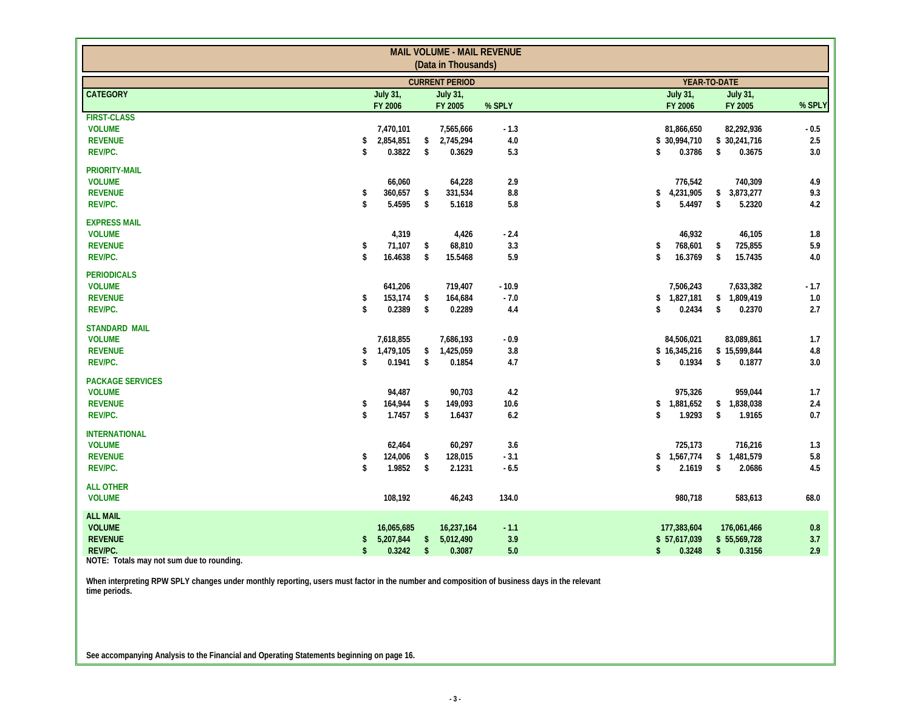# MAIL VOLUME - MAIL REVENUE

(Data in Thousands)

| CATEGORY | CURRENT PERIOD July 31, FY 2006 | CURRENT PERIOD July 31, FY 2005 | % SPLY | YEAR-TO-DATE July 31, FY 2006 | YEAR-TO-DATE July 31, FY 2005 | % SPLY |
|---|---|---|---|---|---|---|
| **FIRST-CLASS** | | | | | | |
| VOLUME | 7,470,101 | 7,565,666 | - 1.3 | 81,866,650 | 82,292,936 | - 0.5 |
| REVENUE | $ 2,854,851 | $ 2,745,294 | 4.0 | $ 30,994,710 | $ 30,241,716 | 2.5 |
| REV/PC. | $ 0.3822 | $ 0.3629 | 5.3 | $ 0.3786 | $ 0.3675 | 3.0 |
| **PRIORITY-MAIL** | | | | | | |
| VOLUME | 66,060 | 64,228 | 2.9 | 776,542 | 740,309 | 4.9 |
| REVENUE | $ 360,657 | $ 331,534 | 8.8 | $ 4,231,905 | $ 3,873,277 | 9.3 |
| REV/PC. | $ 5.4595 | $ 5.1618 | 5.8 | $ 5.4497 | $ 5.2320 | 4.2 |
| **EXPRESS MAIL** | | | | | | |
| VOLUME | 4,319 | 4,426 | - 2.4 | 46,932 | 46,105 | 1.8 |
| REVENUE | $ 71,107 | $ 68,810 | 3.3 | $ 768,601 | $ 725,855 | 5.9 |
| REV/PC. | $ 16.4638 | $ 15.5468 | 5.9 | $ 16.3769 | $ 15.7435 | 4.0 |
| **PERIODICALS** | | | | | | |
| VOLUME | 641,206 | 719,407 | - 10.9 | 7,506,243 | 7,633,382 | - 1.7 |
| REVENUE | $ 153,174 | $ 164,684 | - 7.0 | $ 1,827,181 | $ 1,809,419 | 1.0 |
| REV/PC. | $ 0.2389 | $ 0.2289 | 4.4 | $ 0.2434 | $ 0.2370 | 2.7 |
| **STANDARD MAIL** | | | | | | |
| VOLUME | 7,618,855 | 7,686,193 | - 0.9 | 84,506,021 | 83,089,861 | 1.7 |
| REVENUE | $ 1,479,105 | $ 1,425,059 | 3.8 | $ 16,345,216 | $ 15,599,844 | 4.8 |
| REV/PC. | $ 0.1941 | $ 0.1854 | 4.7 | $ 0.1934 | $ 0.1877 | 3.0 |
| **PACKAGE SERVICES** | | | | | | |
| VOLUME | 94,487 | 90,703 | 4.2 | 975,326 | 959,044 | 1.7 |
| REVENUE | $ 164,944 | $ 149,093 | 10.6 | $ 1,881,652 | $ 1,838,038 | 2.4 |
| REV/PC. | $ 1.7457 | $ 1.6437 | 6.2 | $ 1.9293 | $ 1.9165 | 0.7 |
| **INTERNATIONAL** | | | | | | |
| VOLUME | 62,464 | 60,297 | 3.6 | 725,173 | 716,216 | 1.3 |
| REVENUE | $ 124,006 | $ 128,015 | - 3.1 | $ 1,567,774 | $ 1,481,579 | 5.8 |
| REV/PC. | $ 1.9852 | $ 2.1231 | - 6.5 | $ 2.1619 | $ 2.0686 | 4.5 |
| **ALL OTHER** | | | | | | |
| VOLUME | 108,192 | 46,243 | 134.0 | 980,718 | 583,613 | 68.0 |
| **ALL MAIL** | | | | | | |
| VOLUME | 16,065,685 | 16,237,164 | - 1.1 | 177,383,604 | 176,061,466 | 0.8 |
| REVENUE | $ 5,207,844 | $ 5,012,490 | 3.9 | $ 57,617,039 | $ 55,569,728 | 3.7 |
| REV/PC. | $ 0.3242 | $ 0.3087 | 5.0 | $ 0.3248 | $ 0.3156 | 2.9 |

**NOTE: Totals may not sum due to rounding.**

When interpreting RPW SPLY changes under monthly reporting, users must factor in the number and composition of business days in the relevant time periods.

See accompanying Analysis to the Financial and Operating Statements beginning on page 16.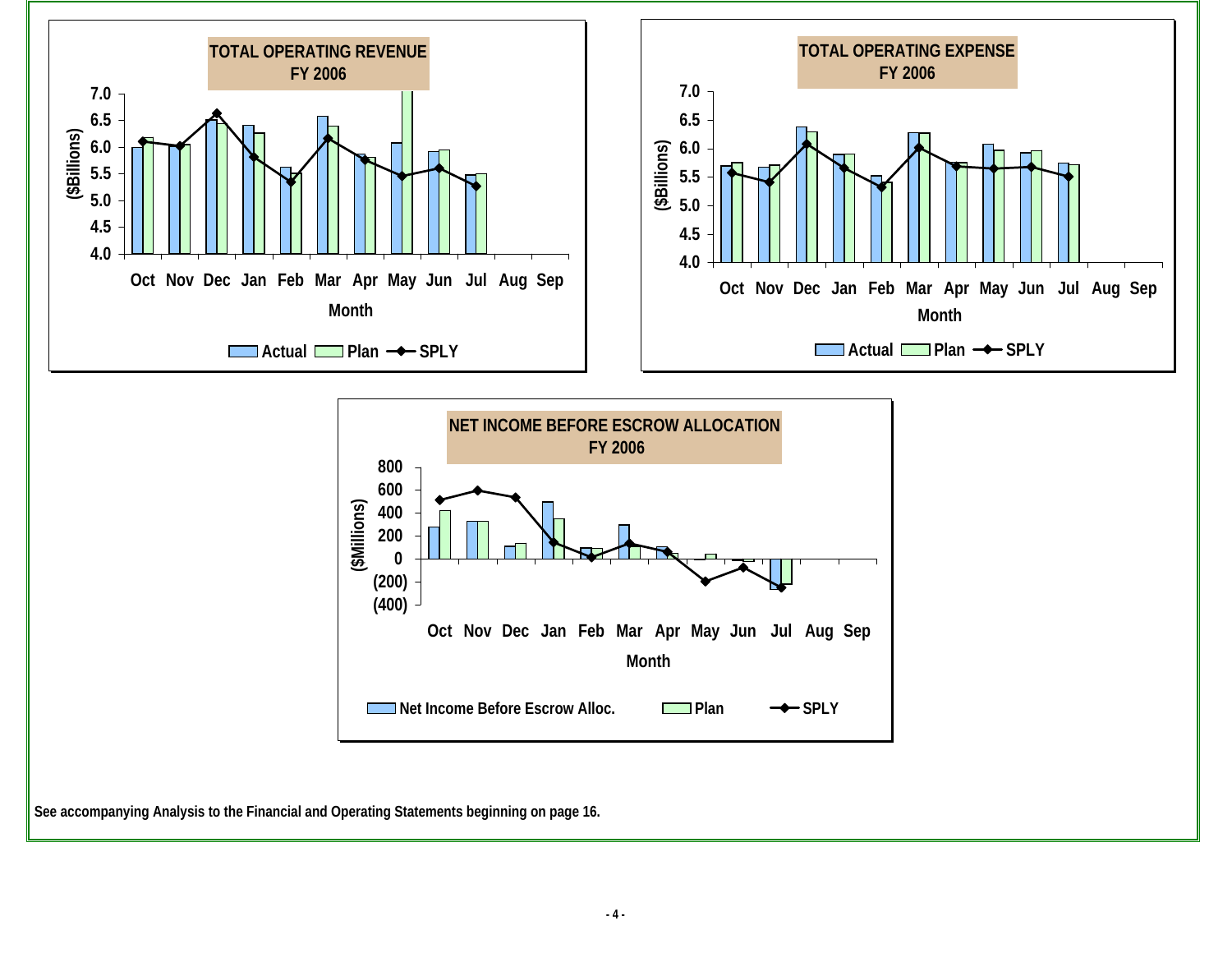**TOTAL OPERATING REVENUE**
**FY 2006**

($Billions)

Month: Oct, Nov, Dec, Jan, Feb, Mar, Apr, May, Jun, Jul, Aug, Sep

Actual | Plan | SPLY

**TOTAL OPERATING EXPENSE**
**FY 2006**

($Billions)

Month: Oct, Nov, Dec, Jan, Feb, Mar, Apr, May, Jun, Jul, Aug, Sep

Actual | Plan | SPLY

**NET INCOME BEFORE ESCROW ALLOCATION**
**FY 2006**

($Millions)

Month: Oct, Nov, Dec, Jan, Feb, Mar, Apr, May, Jun, Jul, Aug, Sep

Net Income Before Escrow Alloc. | Plan | SPLY

**See accompanying Analysis to the Financial and Operating Statements beginning on page 16.**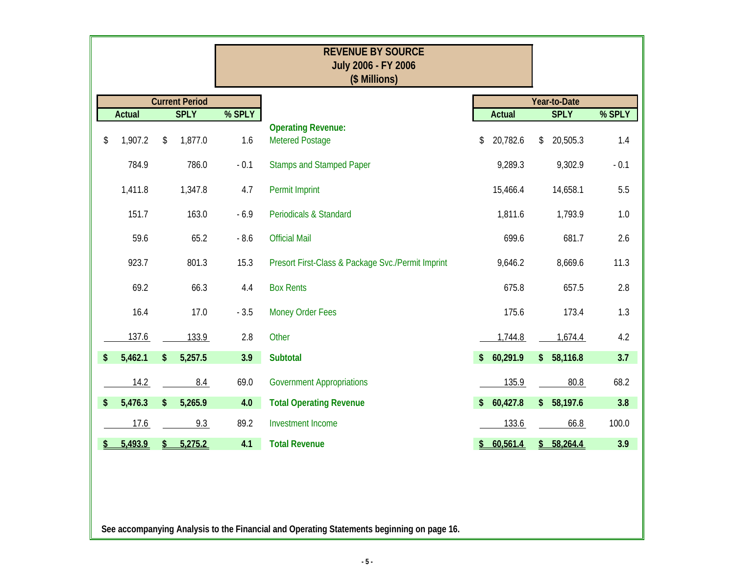# REVENUE BY SOURCE
## July 2006 - FY 2006
### ($ Millions)

| Current Period | | | | Year-to-Date | | |
|---|---|---|---|---|---|---|
| Actual | SPLY | % SPLY | | Actual | SPLY | % SPLY |
| | | | **Operating Revenue:** | | | |
| $ 1,907.2 | $ 1,877.0 | 1.6 | Metered Postage | $ 20,782.6 | $ 20,505.3 | 1.4 |
| 784.9 | 786.0 | - 0.1 | Stamps and Stamped Paper | 9,289.3 | 9,302.9 | - 0.1 |
| 1,411.8 | 1,347.8 | 4.7 | Permit Imprint | 15,466.4 | 14,658.1 | 5.5 |
| 151.7 | 163.0 | - 6.9 | Periodicals & Standard | 1,811.6 | 1,793.9 | 1.0 |
| 59.6 | 65.2 | - 8.6 | Official Mail | 699.6 | 681.7 | 2.6 |
| 923.7 | 801.3 | 15.3 | Presort First-Class & Package Svc./Permit Imprint | 9,646.2 | 8,669.6 | 11.3 |
| 69.2 | 66.3 | 4.4 | Box Rents | 675.8 | 657.5 | 2.8 |
| 16.4 | 17.0 | - 3.5 | Money Order Fees | 175.6 | 173.4 | 1.3 |
| 137.6 | 133.9 | 2.8 | Other | 1,744.8 | 1,674.4 | 4.2 |
| **$ 5,462.1** | **$ 5,257.5** | **3.9** | **Subtotal** | **$ 60,291.9** | **$ 58,116.8** | **3.7** |
| 14.2 | 8.4 | 69.0 | Government Appropriations | 135.9 | 80.8 | 68.2 |
| **$ 5,476.3** | **$ 5,265.9** | **4.0** | **Total Operating Revenue** | **$ 60,427.8** | **$ 58,197.6** | **3.8** |
| 17.6 | 9.3 | 89.2 | Investment Income | 133.6 | 66.8 | 100.0 |
| **$ 5,493.9** | **$ 5,275.2** | **4.1** | **Total Revenue** | **$ 60,561.4** | **$ 58,264.4** | **3.9** |

**See accompanying Analysis to the Financial and Operating Statements beginning on page 16.**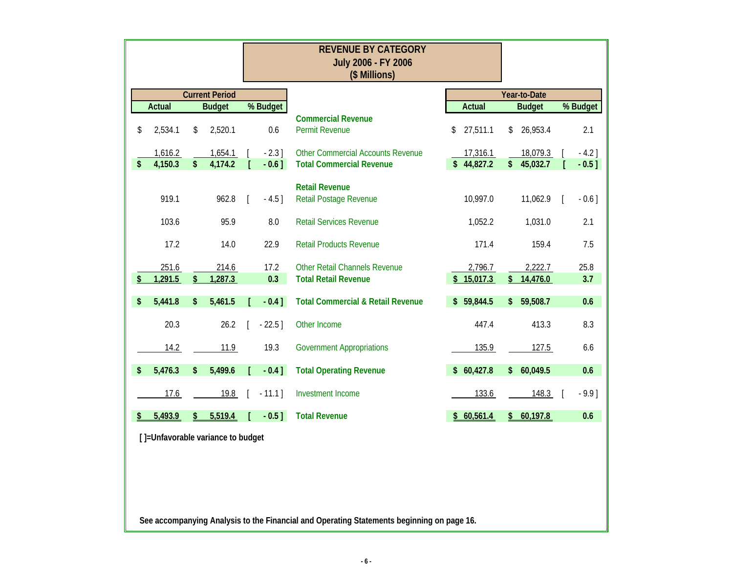# REVENUE BY CATEGORY
## July 2006 - FY 2006
## ($ Millions)

| Current Period | | | | Year-to-Date | | |
|---|---|---|---|---|---|---|
| Actual | Budget | % Budget | | Actual | Budget | % Budget |
| | | | **Commercial Revenue** | | | |
| $ 2,534.1 | $ 2,520.1 | 0.6 | Permit Revenue | $ 27,511.1 | $ 26,953.4 | 2.1 |
| 1,616.2 | 1,654.1 | [ - 2.3 ] | Other Commercial Accounts Revenue | 17,316.1 | 18,079.3 | [ - 4.2 ] |
| **$ 4,150.3** | **$ 4,174.2** | **[ - 0.6 ]** | **Total Commercial Revenue** | **$ 44,827.2** | **$ 45,032.7** | **[ - 0.5 ]** |
| | | | **Retail Revenue** | | | |
| 919.1 | 962.8 | [ - 4.5 ] | Retail Postage Revenue | 10,997.0 | 11,062.9 | [ - 0.6 ] |
| 103.6 | 95.9 | 8.0 | Retail Services Revenue | 1,052.2 | 1,031.0 | 2.1 |
| 17.2 | 14.0 | 22.9 | Retail Products Revenue | 171.4 | 159.4 | 7.5 |
| 251.6 | 214.6 | 17.2 | Other Retail Channels Revenue | 2,796.7 | 2,222.7 | 25.8 |
| **$ 1,291.5** | **$ 1,287.3** | **0.3** | **Total Retail Revenue** | **$ 15,017.3** | **$ 14,476.0** | **3.7** |
| **$ 5,441.8** | **$ 5,461.5** | **[ - 0.4 ]** | **Total Commercial & Retail Revenue** | **$ 59,844.5** | **$ 59,508.7** | **0.6** |
| 20.3 | 26.2 | [ - 22.5 ] | Other Income | 447.4 | 413.3 | 8.3 |
| 14.2 | 11.9 | 19.3 | Government Appropriations | 135.9 | 127.5 | 6.6 |
| **$ 5,476.3** | **$ 5,499.6** | **[ - 0.4 ]** | **Total Operating Revenue** | **$ 60,427.8** | **$ 60,049.5** | **0.6** |
| 17.6 | 19.8 | [ - 11.1 ] | Investment Income | 133.6 | 148.3 | [ - 9.9 ] |
| **$ 5,493.9** | **$ 5,519.4** | **[ - 0.5 ]** | **Total Revenue** | **$ 60,561.4** | **$ 60,197.8** | **0.6** |

**[ ]=Unfavorable variance to budget**

**See accompanying Analysis to the Financial and Operating Statements beginning on page 16.**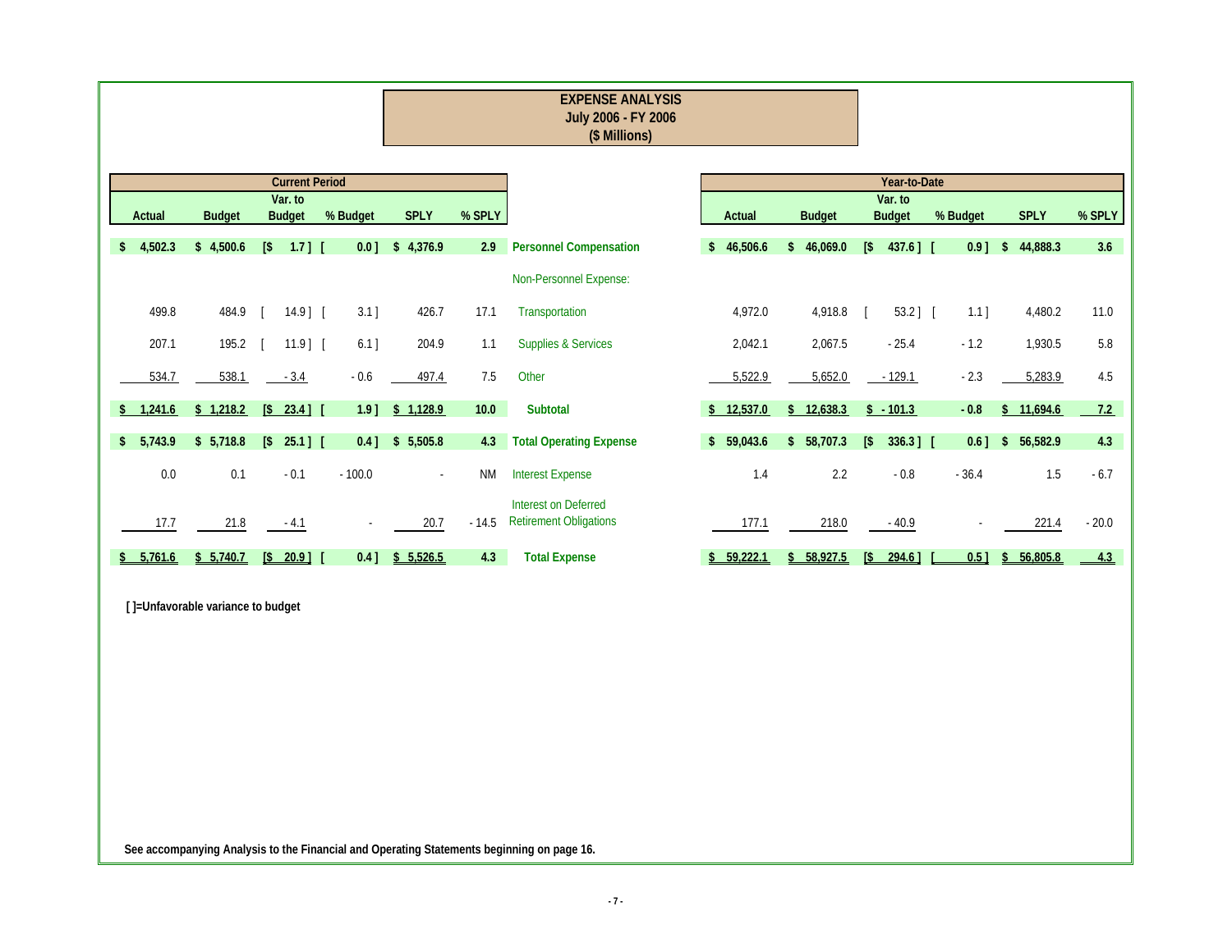# EXPENSE ANALYSIS
## July 2006 - FY 2006
## ($ Millions)

| Current Period | | | | | | | Year-to-Date | | | | | |
|---|---|---|---|---|---|---|---|---|---|---|---|---|
| Actual | Budget | Var. to Budget | % Budget | SPLY | % SPLY | | Actual | Budget | Var. to Budget | % Budget | SPLY | % SPLY |
| **$ 4,502.3** | **$ 4,500.6** | **[$ 1.7 ]** | **[ 0.0 ]** | **$ 4,376.9** | **2.9** | **Personnel Compensation** | **$ 46,506.6** | **$ 46,069.0** | **[$ 437.6 ]** | **[ 0.9 ]** | **$ 44,888.3** | **3.6** |
| | | | | | | Non-Personnel Expense: | | | | | | |
| 499.8 | 484.9 | [ 14.9 ] | [ 3.1 ] | 426.7 | 17.1 | Transportation | 4,972.0 | 4,918.8 | [ 53.2 ] | [ 1.1 ] | 4,480.2 | 11.0 |
| 207.1 | 195.2 | [ 11.9 ] | [ 6.1 ] | 204.9 | 1.1 | Supplies & Services | 2,042.1 | 2,067.5 | - 25.4 | - 1.2 | 1,930.5 | 5.8 |
| 534.7 | 538.1 | - 3.4 | - 0.6 | 497.4 | 7.5 | Other | 5,522.9 | 5,652.0 | - 129.1 | - 2.3 | 5,283.9 | 4.5 |
| **$ 1,241.6** | **$ 1,218.2** | **[$ 23.4 ]** | **[ 1.9 ]** | **$ 1,128.9** | **10.0** | **Subtotal** | **$ 12,537.0** | **$ 12,638.3** | **$ - 101.3** | **- 0.8** | **$ 11,694.6** | **7.2** |
| **$ 5,743.9** | **$ 5,718.8** | **[$ 25.1 ]** | **[ 0.4 ]** | **$ 5,505.8** | **4.3** | **Total Operating Expense** | **$ 59,043.6** | **$ 58,707.3** | **[$ 336.3 ]** | **[ 0.6 ]** | **$ 56,582.9** | **4.3** |
| 0.0 | 0.1 | - 0.1 | - 100.0 | - | NM | Interest Expense | 1.4 | 2.2 | - 0.8 | - 36.4 | 1.5 | - 6.7 |
| 17.7 | 21.8 | - 4.1 | - | 20.7 | - 14.5 | Interest on Deferred Retirement Obligations | 177.1 | 218.0 | - 40.9 | - | 221.4 | - 20.0 |
| **$ 5,761.6** | **$ 5,740.7** | **[$ 20.9 ]** | **[ 0.4 ]** | **$ 5,526.5** | **4.3** | **Total Expense** | **$ 59,222.1** | **$ 58,927.5** | **[$ 294.6 ]** | **[ 0.5 ]** | **$ 56,805.8** | **4.3** |

**[ ]=Unfavorable variance to budget**

**See accompanying Analysis to the Financial and Operating Statements beginning on page 16.**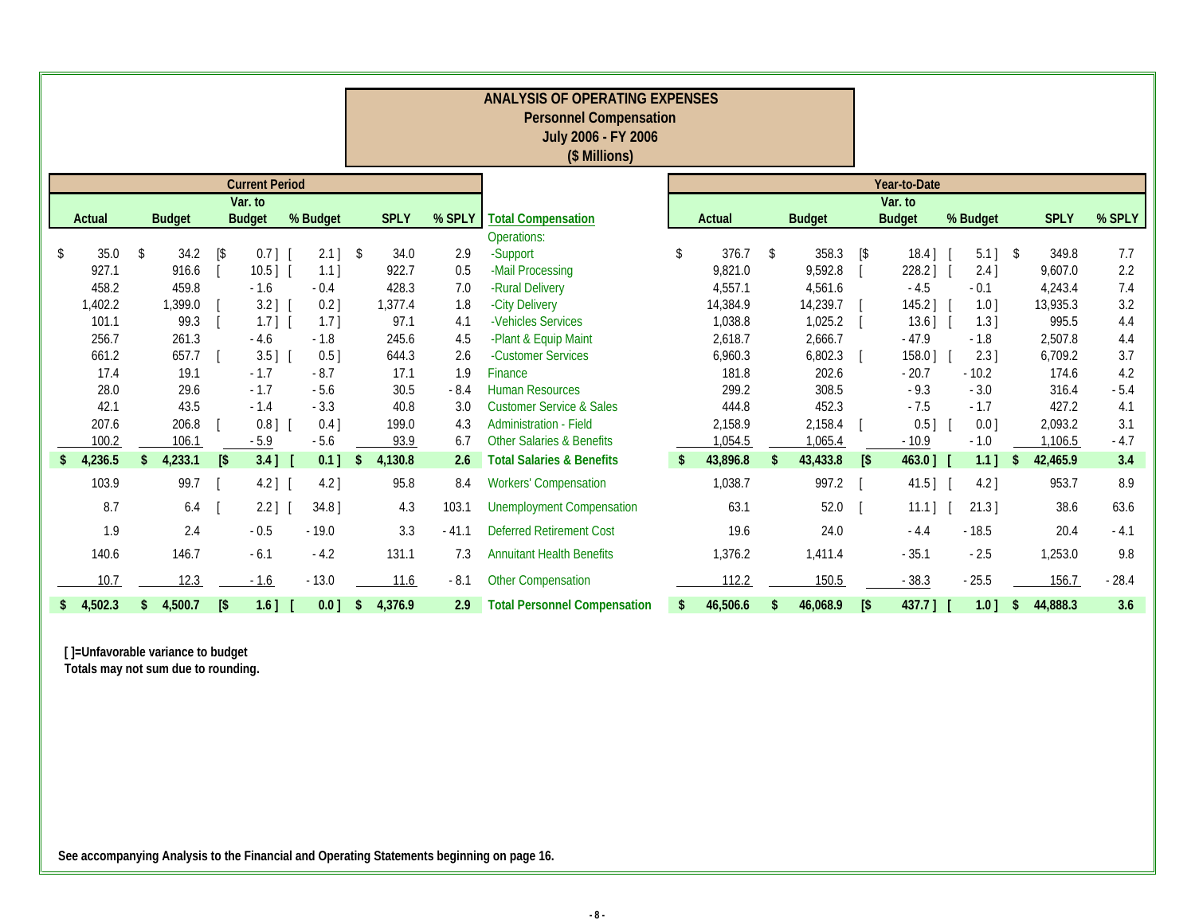## ANALYSIS OF OPERATING EXPENSES
### Personnel Compensation
### July 2006 - FY 2006
### ($ Millions)

| Current Period | | | | | | | Year-to-Date | | | | | |
|---|---|---|---|---|---|---|---|---|---|---|---|---|
| Actual | Budget | Var. to Budget | % Budget | SPLY | % SPLY | Total Compensation | Actual | Budget | Var. to Budget | % Budget | SPLY | % SPLY |
| | | | | | | Operations: | | | | | | |
| $ 35.0 | $ 34.2 | [$ 0.7 ] | [ 2.1 ] | $ 34.0 | 2.9 | -Support | $ 376.7 | $ 358.3 | [$ 18.4 ] | [ 5.1 ] | $ 349.8 | 7.7 |
| 927.1 | 916.6 | [ 10.5 ] | [ 1.1 ] | 922.7 | 0.5 | -Mail Processing | 9,821.0 | 9,592.8 | [ 228.2 ] | [ 2.4 ] | 9,607.0 | 2.2 |
| 458.2 | 459.8 | - 1.6 | - 0.4 | 428.3 | 7.0 | -Rural Delivery | 4,557.1 | 4,561.6 | - 4.5 | - 0.1 | 4,243.4 | 7.4 |
| 1,402.2 | 1,399.0 | [ 3.2 ] | [ 0.2 ] | 1,377.4 | 1.8 | -City Delivery | 14,384.9 | 14,239.7 | [ 145.2 ] | [ 1.0 ] | 13,935.3 | 3.2 |
| 101.1 | 99.3 | [ 1.7 ] | [ 1.7 ] | 97.1 | 4.1 | -Vehicles Services | 1,038.8 | 1,025.2 | [ 13.6 ] | [ 1.3 ] | 995.5 | 4.4 |
| 256.7 | 261.3 | - 4.6 | - 1.8 | 245.6 | 4.5 | -Plant & Equip Maint | 2,618.7 | 2,666.7 | - 47.9 | - 1.8 | 2,507.8 | 4.4 |
| 661.2 | 657.7 | [ 3.5 ] | [ 0.5 ] | 644.3 | 2.6 | -Customer Services | 6,960.3 | 6,802.3 | [ 158.0 ] | [ 2.3 ] | 6,709.2 | 3.7 |
| 17.4 | 19.1 | - 1.7 | - 8.7 | 17.1 | 1.9 | Finance | 181.8 | 202.6 | - 20.7 | - 10.2 | 174.6 | 4.2 |
| 28.0 | 29.6 | - 1.7 | - 5.6 | 30.5 | - 8.4 | Human Resources | 299.2 | 308.5 | - 9.3 | - 3.0 | 316.4 | - 5.4 |
| 42.1 | 43.5 | - 1.4 | - 3.3 | 40.8 | 3.0 | Customer Service & Sales | 444.8 | 452.3 | - 7.5 | - 1.7 | 427.2 | 4.1 |
| 207.6 | 206.8 | [ 0.8 ] | [ 0.4 ] | 199.0 | 4.3 | Administration - Field | 2,158.9 | 2,158.4 | [ 0.5 ] | [ 0.0 ] | 2,093.2 | 3.1 |
| 100.2 | 106.1 | - 5.9 | - 5.6 | 93.9 | 6.7 | Other Salaries & Benefits | 1,054.5 | 1,065.4 | - 10.9 | - 1.0 | 1,106.5 | - 4.7 |
| **$ 4,236.5** | **$ 4,233.1** | **[$ 3.4 ]** | **[ 0.1 ]** | **$ 4,130.8** | **2.6** | **Total Salaries & Benefits** | **$ 43,896.8** | **$ 43,433.8** | **[$ 463.0 ]** | **[ 1.1 ]** | **$ 42,465.9** | **3.4** |
| 103.9 | 99.7 | [ 4.2 ] | [ 4.2 ] | 95.8 | 8.4 | Workers' Compensation | 1,038.7 | 997.2 | [ 41.5 ] | [ 4.2 ] | 953.7 | 8.9 |
| 8.7 | 6.4 | [ 2.2 ] | [ 34.8 ] | 4.3 | 103.1 | Unemployment Compensation | 63.1 | 52.0 | [ 11.1 ] | [ 21.3 ] | 38.6 | 63.6 |
| 1.9 | 2.4 | - 0.5 | - 19.0 | 3.3 | - 41.1 | Deferred Retirement Cost | 19.6 | 24.0 | - 4.4 | - 18.5 | 20.4 | - 4.1 |
| 140.6 | 146.7 | - 6.1 | - 4.2 | 131.1 | 7.3 | Annuitant Health Benefits | 1,376.2 | 1,411.4 | - 35.1 | - 2.5 | 1,253.0 | 9.8 |
| 10.7 | 12.3 | - 1.6 | - 13.0 | 11.6 | - 8.1 | Other Compensation | 112.2 | 150.5 | - 38.3 | - 25.5 | 156.7 | - 28.4 |
| **$ 4,502.3** | **$ 4,500.7** | **[$ 1.6 ]** | **[ 0.0 ]** | **$ 4,376.9** | **2.9** | **Total Personnel Compensation** | **$ 46,506.6** | **$ 46,068.9** | **[$ 437.7 ]** | **[ 1.0 ]** | **$ 44,888.3** | **3.6** |

**[ ]=Unfavorable variance to budget**
**Totals may not sum due to rounding.**

**See accompanying Analysis to the Financial and Operating Statements beginning on page 16.**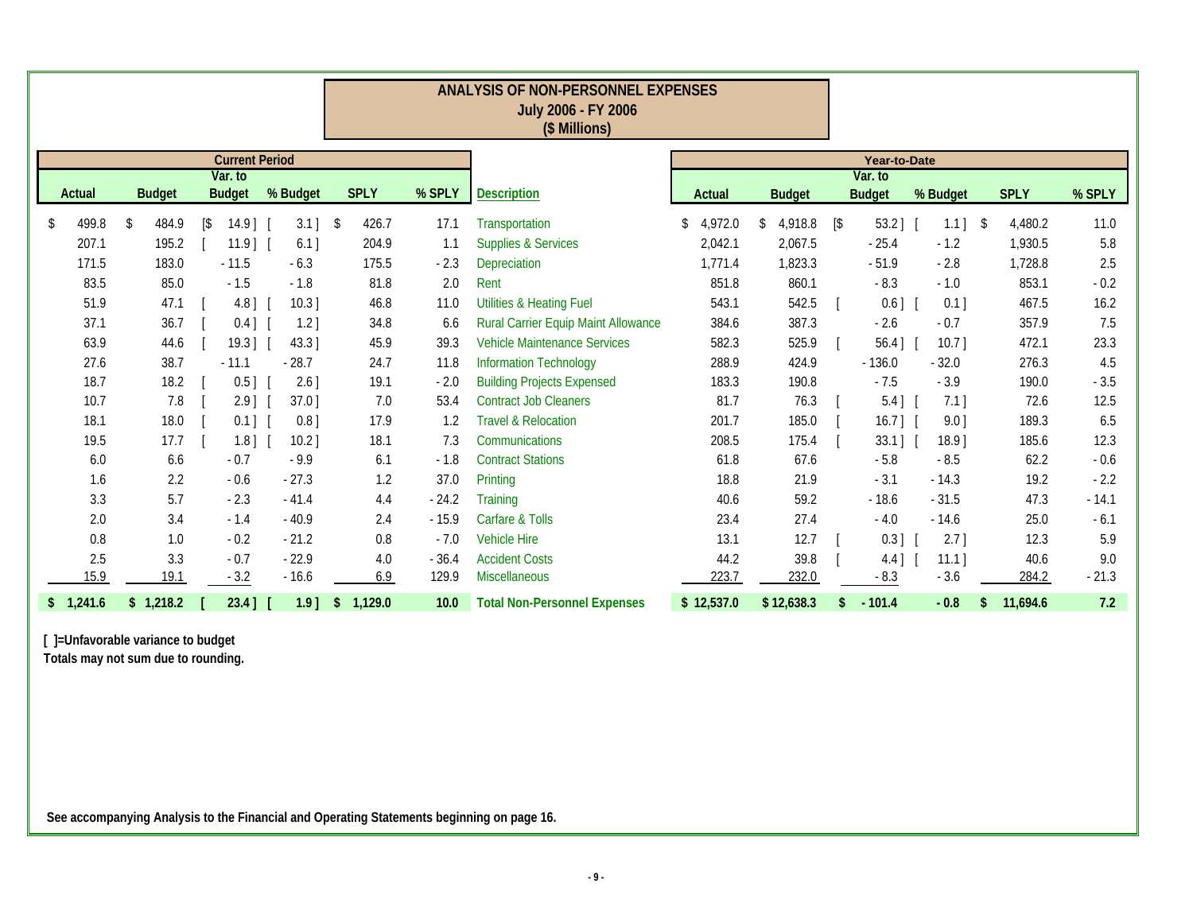## ANALYSIS OF NON-PERSONNEL EXPENSES
### July 2006 - FY 2006
### ($ Millions)

| Current Period | | | | | | | Year-to-Date | | | | | |
|---|---|---|---|---|---|---|---|---|---|---|---|---|
| Actual | Budget | Var. to Budget | % Budget | SPLY | % SPLY | Description | Actual | Budget | Var. to Budget | % Budget | SPLY | % SPLY |
| $ 499.8 | $ 484.9 | [$ 14.9 ] | [ 3.1 ] | $ 426.7 | 17.1 | Transportation | $ 4,972.0 | $ 4,918.8 | [$ 53.2 ] | [ 1.1 ] | $ 4,480.2 | 11.0 |
| 207.1 | 195.2 | [ 11.9 ] | [ 6.1 ] | 204.9 | 1.1 | Supplies & Services | 2,042.1 | 2,067.5 | - 25.4 | - 1.2 | 1,930.5 | 5.8 |
| 171.5 | 183.0 | - 11.5 | - 6.3 | 175.5 | - 2.3 | Depreciation | 1,771.4 | 1,823.3 | - 51.9 | - 2.8 | 1,728.8 | 2.5 |
| 83.5 | 85.0 | - 1.5 | - 1.8 | 81.8 | 2.0 | Rent | 851.8 | 860.1 | - 8.3 | - 1.0 | 853.1 | - 0.2 |
| 51.9 | 47.1 | [ 4.8 ] | [ 10.3 ] | 46.8 | 11.0 | Utilities & Heating Fuel | 543.1 | 542.5 | [ 0.6 ] | [ 0.1 ] | 467.5 | 16.2 |
| 37.1 | 36.7 | [ 0.4 ] | [ 1.2 ] | 34.8 | 6.6 | Rural Carrier Equip Maint Allowance | 384.6 | 387.3 | - 2.6 | - 0.7 | 357.9 | 7.5 |
| 63.9 | 44.6 | [ 19.3 ] | [ 43.3 ] | 45.9 | 39.3 | Vehicle Maintenance Services | 582.3 | 525.9 | [ 56.4 ] | [ 10.7 ] | 472.1 | 23.3 |
| 27.6 | 38.7 | - 11.1 | - 28.7 | 24.7 | 11.8 | Information Technology | 288.9 | 424.9 | - 136.0 | - 32.0 | 276.3 | 4.5 |
| 18.7 | 18.2 | [ 0.5 ] | [ 2.6 ] | 19.1 | - 2.0 | Building Projects Expensed | 183.3 | 190.8 | - 7.5 | - 3.9 | 190.0 | - 3.5 |
| 10.7 | 7.8 | [ 2.9 ] | [ 37.0 ] | 7.0 | 53.4 | Contract Job Cleaners | 81.7 | 76.3 | [ 5.4 ] | [ 7.1 ] | 72.6 | 12.5 |
| 18.1 | 18.0 | [ 0.1 ] | [ 0.8 ] | 17.9 | 1.2 | Travel & Relocation | 201.7 | 185.0 | [ 16.7 ] | [ 9.0 ] | 189.3 | 6.5 |
| 19.5 | 17.7 | [ 1.8 ] | [ 10.2 ] | 18.1 | 7.3 | Communications | 208.5 | 175.4 | [ 33.1 ] | [ 18.9 ] | 185.6 | 12.3 |
| 6.0 | 6.6 | - 0.7 | - 9.9 | 6.1 | - 1.8 | Contract Stations | 61.8 | 67.6 | - 5.8 | - 8.5 | 62.2 | - 0.6 |
| 1.6 | 2.2 | - 0.6 | - 27.3 | 1.2 | 37.0 | Printing | 18.8 | 21.9 | - 3.1 | - 14.3 | 19.2 | - 2.2 |
| 3.3 | 5.7 | - 2.3 | - 41.4 | 4.4 | - 24.2 | Training | 40.6 | 59.2 | - 18.6 | - 31.5 | 47.3 | - 14.1 |
| 2.0 | 3.4 | - 1.4 | - 40.9 | 2.4 | - 15.9 | Carfare & Tolls | 23.4 | 27.4 | - 4.0 | - 14.6 | 25.0 | - 6.1 |
| 0.8 | 1.0 | - 0.2 | - 21.2 | 0.8 | - 7.0 | Vehicle Hire | 13.1 | 12.7 | [ 0.3 ] | [ 2.7 ] | 12.3 | 5.9 |
| 2.5 | 3.3 | - 0.7 | - 22.9 | 4.0 | - 36.4 | Accident Costs | 44.2 | 39.8 | [ 4.4 ] | [ 11.1 ] | 40.6 | 9.0 |
| 15.9 | 19.1 | - 3.2 | - 16.6 | 6.9 | 129.9 | Miscellaneous | 223.7 | 232.0 | - 8.3 | - 3.6 | 284.2 | - 21.3 |
| **$ 1,241.6** | **$ 1,218.2** | **[ 23.4 ]** | **[ 1.9 ]** | **$ 1,129.0** | **10.0** | **Total Non-Personnel Expenses** | **$ 12,537.0** | **$ 12,638.3** | **$ - 101.4** | **- 0.8** | **$ 11,694.6** | **7.2** |

**[ ]=Unfavorable variance to budget**
**Totals may not sum due to rounding.**

**See accompanying Analysis to the Financial and Operating Statements beginning on page 16.**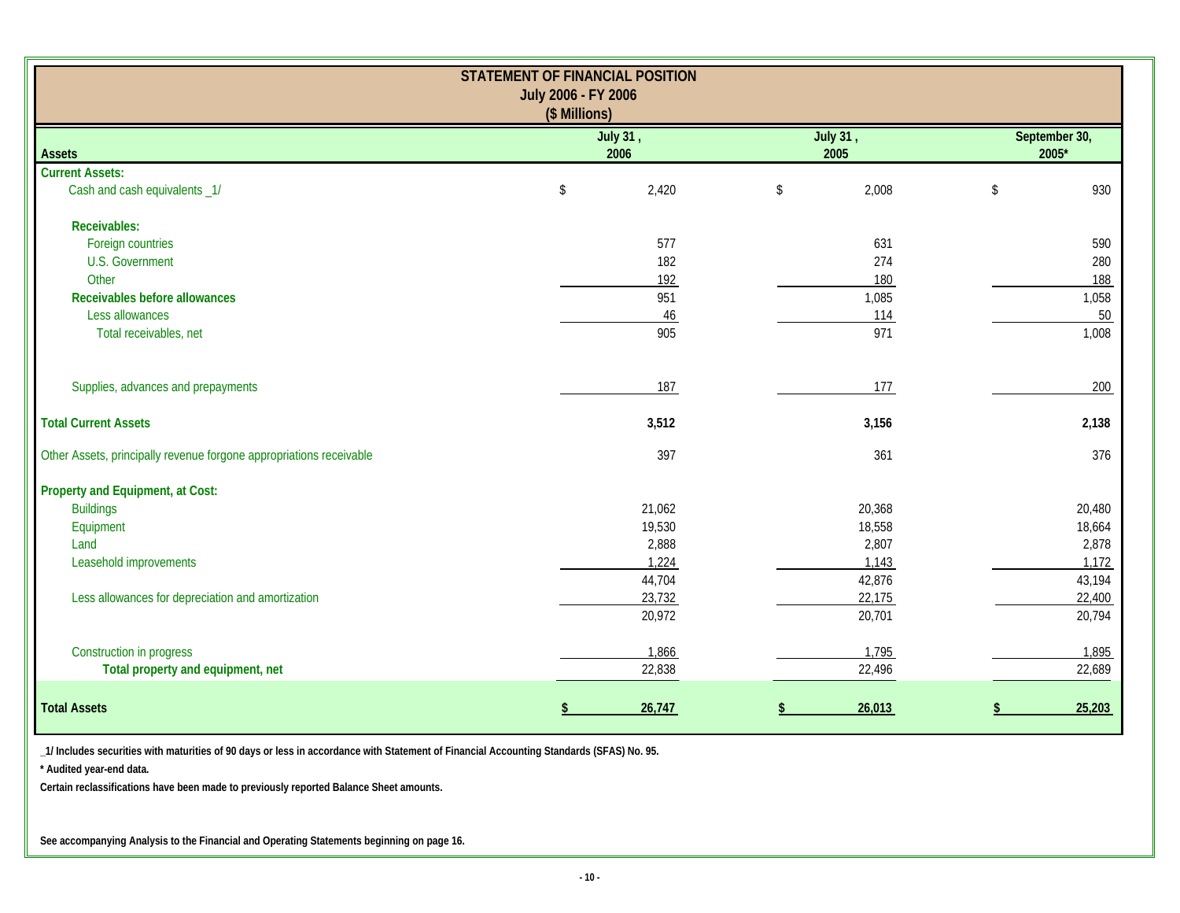# STATEMENT OF FINANCIAL POSITION

**July 2006 - FY 2006**

**($ Millions)**

| Assets | July 31, 2006 | July 31, 2005 | September 30, 2005* |
|---|---|---|---|
| **Current Assets:** | | | |
| Cash and cash equivalents _1/ | $ 2,420 | $ 2,008 | $ 930 |
| **Receivables:** | | | |
| Foreign countries | 577 | 631 | 590 |
| U.S. Government | 182 | 274 | 280 |
| Other | 192 | 180 | 188 |
| **Receivables before allowances** | 951 | 1,085 | 1,058 |
| Less allowances | 46 | 114 | 50 |
| Total receivables, net | 905 | 971 | 1,008 |
| Supplies, advances and prepayments | 187 | 177 | 200 |
| **Total Current Assets** | **3,512** | **3,156** | **2,138** |
| Other Assets, principally revenue forgone appropriations receivable | 397 | 361 | 376 |
| **Property and Equipment, at Cost:** | | | |
| Buildings | 21,062 | 20,368 | 20,480 |
| Equipment | 19,530 | 18,558 | 18,664 |
| Land | 2,888 | 2,807 | 2,878 |
| Leasehold improvements | 1,224 | 1,143 | 1,172 |
| | 44,704 | 42,876 | 43,194 |
| Less allowances for depreciation and amortization | 23,732 | 22,175 | 22,400 |
| | 20,972 | 20,701 | 20,794 |
| Construction in progress | 1,866 | 1,795 | 1,895 |
| **Total property and equipment, net** | 22,838 | 22,496 | 22,689 |
| **Total Assets** | **$ 26,747** | **$ 26,013** | **$ 25,203** |

**_1/ Includes securities with maturities of 90 days or less in accordance with Statement of Financial Accounting Standards (SFAS) No. 95.**

**\* Audited year-end data.**

**Certain reclassifications have been made to previously reported Balance Sheet amounts.**

**See accompanying Analysis to the Financial and Operating Statements beginning on page 16.**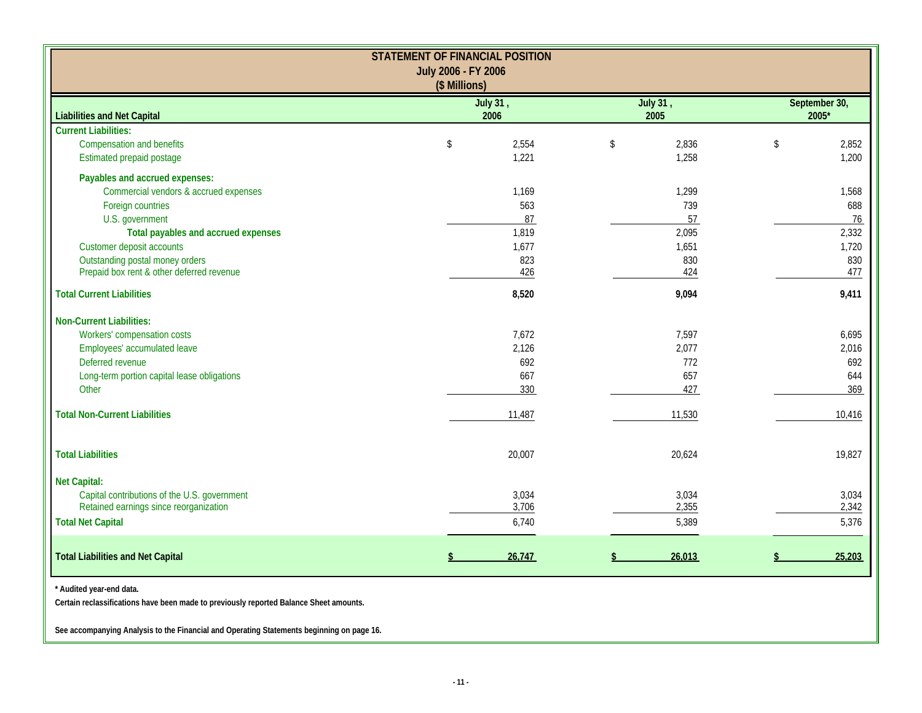## STATEMENT OF FINANCIAL POSITION

### July 2006 - FY 2006

### ($ Millions)

| Liabilities and Net Capital | July 31, 2006 | July 31, 2005 | September 30, 2005* |
|---|---|---|---|
| **Current Liabilities:** | | | |
| Compensation and benefits | $ 2,554 | $ 2,836 | $ 2,852 |
| Estimated prepaid postage | 1,221 | 1,258 | 1,200 |
| **Payables and accrued expenses:** | | | |
| Commercial vendors & accrued expenses | 1,169 | 1,299 | 1,568 |
| Foreign countries | 563 | 739 | 688 |
| U.S. government | 87 | 57 | 76 |
| **Total payables and accrued expenses** | 1,819 | 2,095 | 2,332 |
| Customer deposit accounts | 1,677 | 1,651 | 1,720 |
| Outstanding postal money orders | 823 | 830 | 830 |
| Prepaid box rent & other deferred revenue | 426 | 424 | 477 |
| **Total Current Liabilities** | **8,520** | **9,094** | **9,411** |
| **Non-Current Liabilities:** | | | |
| Workers' compensation costs | 7,672 | 7,597 | 6,695 |
| Employees' accumulated leave | 2,126 | 2,077 | 2,016 |
| Deferred revenue | 692 | 772 | 692 |
| Long-term portion capital lease obligations | 667 | 657 | 644 |
| Other | 330 | 427 | 369 |
| **Total Non-Current Liabilities** | 11,487 | 11,530 | 10,416 |
| **Total Liabilities** | 20,007 | 20,624 | 19,827 |
| **Net Capital:** | | | |
| Capital contributions of the U.S. government | 3,034 | 3,034 | 3,034 |
| Retained earnings since reorganization | 3,706 | 2,355 | 2,342 |
| **Total Net Capital** | 6,740 | 5,389 | 5,376 |
| **Total Liabilities and Net Capital** | **$ 26,747** | **$ 26,013** | **$ 25,203** |

**\* Audited year-end data.**

**Certain reclassifications have been made to previously reported Balance Sheet amounts.**

**See accompanying Analysis to the Financial and Operating Statements beginning on page 16.**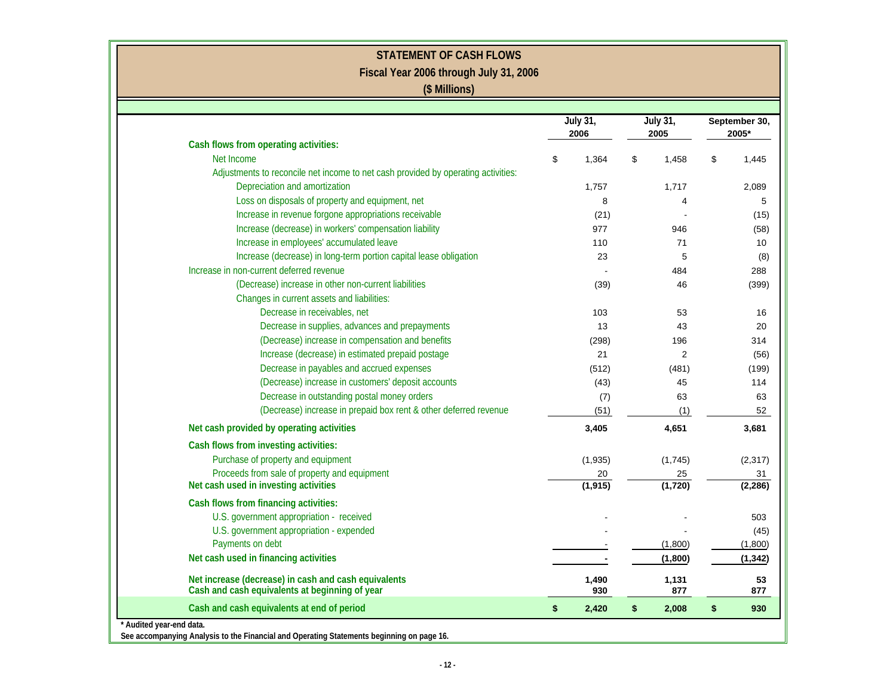# STATEMENT OF CASH FLOWS

## Fiscal Year 2006 through July 31, 2006

### ($ Millions)

| | July 31, 2006 | July 31, 2005 | September 30, 2005* |
|---|---|---|---|
| **Cash flows from operating activities:** | | | |
| Net Income | $ 1,364 | $ 1,458 | $ 1,445 |
| Adjustments to reconcile net income to net cash provided by operating activities: | | | |
| Depreciation and amortization | 1,757 | 1,717 | 2,089 |
| Loss on disposals of property and equipment, net | 8 | 4 | 5 |
| Increase in revenue forgone appropriations receivable | (21) | - | (15) |
| Increase (decrease) in workers' compensation liability | 977 | 946 | (58) |
| Increase in employees' accumulated leave | 110 | 71 | 10 |
| Increase (decrease) in long-term portion capital lease obligation | 23 | 5 | (8) |
| Increase in non-current deferred revenue | - | 484 | 288 |
| (Decrease) increase in other non-current liabilities | (39) | 46 | (399) |
| Changes in current assets and liabilities: | | | |
| Decrease in receivables, net | 103 | 53 | 16 |
| Decrease in supplies, advances and prepayments | 13 | 43 | 20 |
| (Decrease) increase in compensation and benefits | (298) | 196 | 314 |
| Increase (decrease) in estimated prepaid postage | 21 | 2 | (56) |
| Decrease in payables and accrued expenses | (512) | (481) | (199) |
| (Decrease) increase in customers' deposit accounts | (43) | 45 | 114 |
| Decrease in outstanding postal money orders | (7) | 63 | 63 |
| (Decrease) increase in prepaid box rent & other deferred revenue | (51) | (1) | 52 |
| **Net cash provided by operating activities** | **3,405** | **4,651** | **3,681** |
| **Cash flows from investing activities:** | | | |
| Purchase of property and equipment | (1,935) | (1,745) | (2,317) |
| Proceeds from sale of property and equipment | 20 | 25 | 31 |
| **Net cash used in investing activities** | **(1,915)** | **(1,720)** | **(2,286)** |
| **Cash flows from financing activities:** | | | |
| U.S. government appropriation - received | - | - | 503 |
| U.S. government appropriation - expended | - | - | (45) |
| Payments on debt | - | (1,800) | (1,800) |
| **Net cash used in financing activities** | **-** | **(1,800)** | **(1,342)** |
| **Net increase (decrease) in cash and cash equivalents** | **1,490** | **1,131** | **53** |
| **Cash and cash equivalents at beginning of year** | **930** | **877** | **877** |
| **Cash and cash equivalents at end of period** | **$ 2,420** | **$ 2,008** | **$ 930** |

**\* Audited year-end data.**

**See accompanying Analysis to the Financial and Operating Statements beginning on page 16.**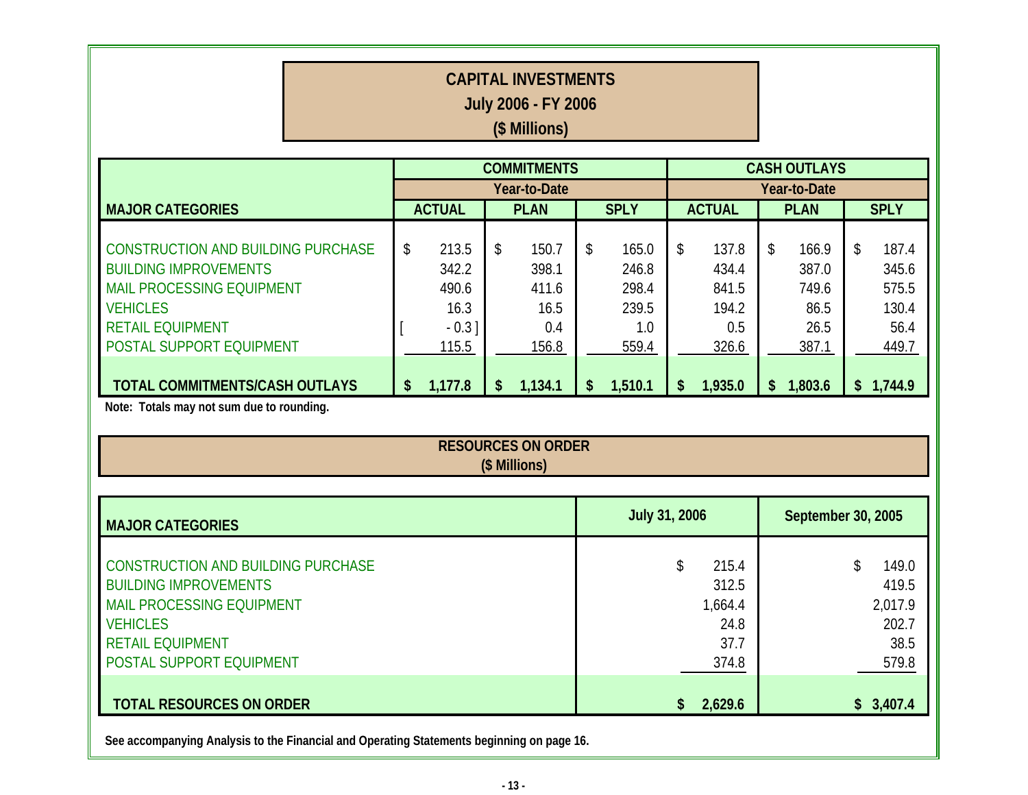# CAPITAL INVESTMENTS

## July 2006 - FY 2006

## ($ Millions)

| MAJOR CATEGORIES | COMMITMENTS Year-to-Date | | | CASH OUTLAYS Year-to-Date | | |
|---|---|---|---|---|---|---|
| | ACTUAL | PLAN | SPLY | ACTUAL | PLAN | SPLY |
| CONSTRUCTION AND BUILDING PURCHASE | $ 213.5 | $ 150.7 | $ 165.0 | $ 137.8 | $ 166.9 | $ 187.4 |
| BUILDING IMPROVEMENTS | 342.2 | 398.1 | 246.8 | 434.4 | 387.0 | 345.6 |
| MAIL PROCESSING EQUIPMENT | 490.6 | 411.6 | 298.4 | 841.5 | 749.6 | 575.5 |
| VEHICLES | 16.3 | 16.5 | 239.5 | 194.2 | 86.5 | 130.4 |
| RETAIL EQUIPMENT | [ - 0.3 ] | 0.4 | 1.0 | 0.5 | 26.5 | 56.4 |
| POSTAL SUPPORT EQUIPMENT | 115.5 | 156.8 | 559.4 | 326.6 | 387.1 | 449.7 |
| **TOTAL COMMITMENTS/CASH OUTLAYS** | **$ 1,177.8** | **$ 1,134.1** | **$ 1,510.1** | **$ 1,935.0** | **$ 1,803.6** | **$ 1,744.9** |

**Note: Totals may not sum due to rounding.**

# RESOURCES ON ORDER

## ($ Millions)

| MAJOR CATEGORIES | July 31, 2006 | September 30, 2005 |
|---|---|---|
| CONSTRUCTION AND BUILDING PURCHASE | $ 215.4 | $ 149.0 |
| BUILDING IMPROVEMENTS | 312.5 | 419.5 |
| MAIL PROCESSING EQUIPMENT | 1,664.4 | 2,017.9 |
| VEHICLES | 24.8 | 202.7 |
| RETAIL EQUIPMENT | 37.7 | 38.5 |
| POSTAL SUPPORT EQUIPMENT | 374.8 | 579.8 |
| **TOTAL RESOURCES ON ORDER** | **$ 2,629.6** | **$ 3,407.4** |

**See accompanying Analysis to the Financial and Operating Statements beginning on page 16.**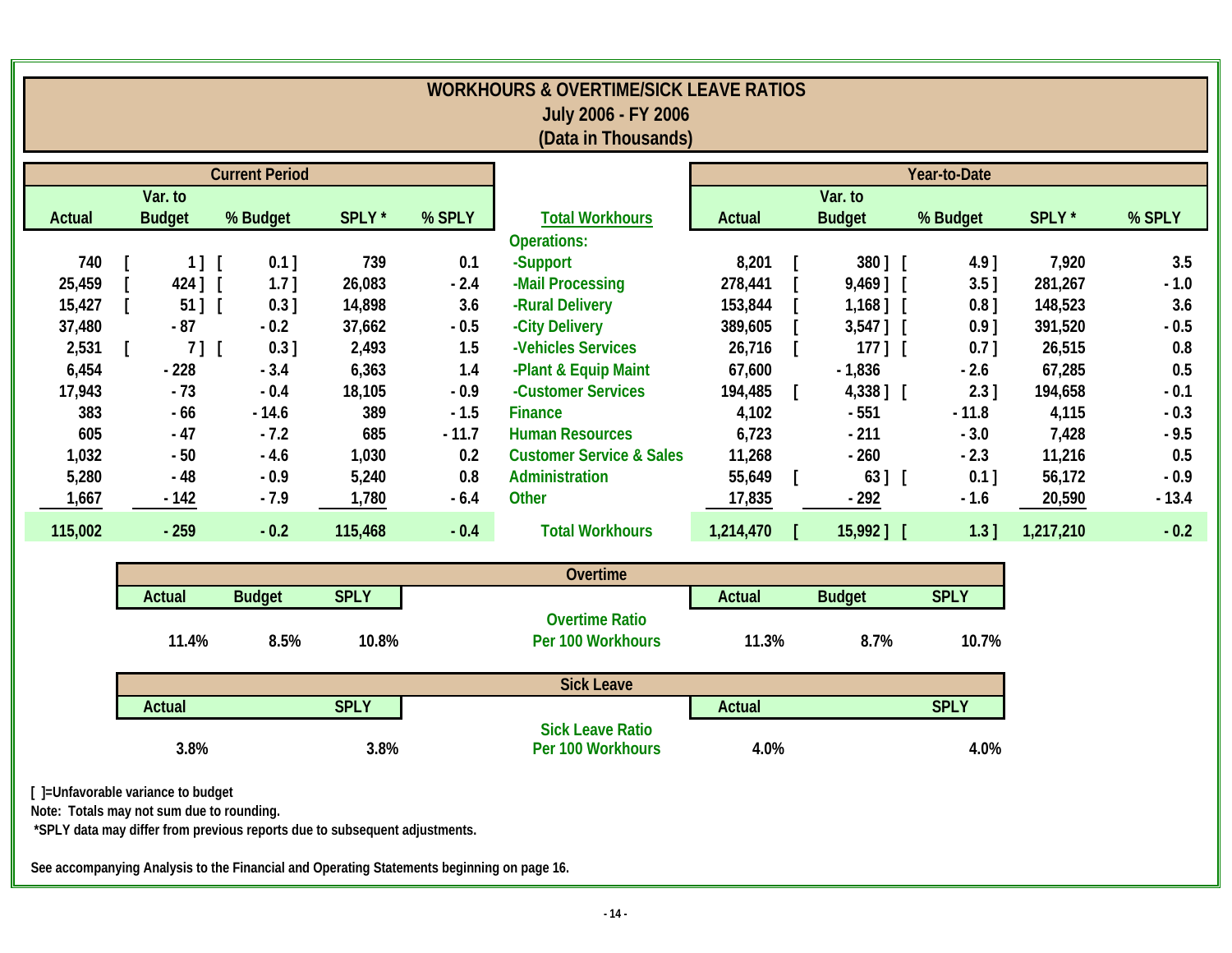# WORKHOURS & OVERTIME/SICK LEAVE RATIOS
## July 2006 - FY 2006
### (Data in Thousands)

| Current Period | | | | | | Year-to-Date | | | | |
|---|---|---|---|---|---|---|---|---|---|---|
| Actual | Var. to Budget | % Budget | SPLY * | % SPLY | Total Workhours | Actual | Var. to Budget | % Budget | SPLY * | % SPLY |
| | | | | | Operations: | | | | | |
| 740 | [ 1 ] | [ 0.1 ] | 739 | 0.1 | -Support | 8,201 | [ 380 ] | [ 4.9 ] | 7,920 | 3.5 |
| 25,459 | [ 424 ] | [ 1.7 ] | 26,083 | - 2.4 | -Mail Processing | 278,441 | [ 9,469 ] | [ 3.5 ] | 281,267 | - 1.0 |
| 15,427 | [ 51 ] | [ 0.3 ] | 14,898 | 3.6 | -Rural Delivery | 153,844 | [ 1,168 ] | [ 0.8 ] | 148,523 | 3.6 |
| 37,480 | - 87 | - 0.2 | 37,662 | - 0.5 | -City Delivery | 389,605 | [ 3,547 ] | [ 0.9 ] | 391,520 | - 0.5 |
| 2,531 | [ 7 ] | [ 0.3 ] | 2,493 | 1.5 | -Vehicles Services | 26,716 | [ 177 ] | [ 0.7 ] | 26,515 | 0.8 |
| 6,454 | - 228 | - 3.4 | 6,363 | 1.4 | -Plant & Equip Maint | 67,600 | - 1,836 | - 2.6 | 67,285 | 0.5 |
| 17,943 | - 73 | - 0.4 | 18,105 | - 0.9 | -Customer Services | 194,485 | [ 4,338 ] | [ 2.3 ] | 194,658 | - 0.1 |
| 383 | - 66 | - 14.6 | 389 | - 1.5 | Finance | 4,102 | - 551 | - 11.8 | 4,115 | - 0.3 |
| 605 | - 47 | - 7.2 | 685 | - 11.7 | Human Resources | 6,723 | - 211 | - 3.0 | 7,428 | - 9.5 |
| 1,032 | - 50 | - 4.6 | 1,030 | 0.2 | Customer Service & Sales | 11,268 | - 260 | - 2.3 | 11,216 | 0.5 |
| 5,280 | - 48 | - 0.9 | 5,240 | 0.8 | Administration | 55,649 | [ 63 ] | [ 0.1 ] | 56,172 | - 0.9 |
| 1,667 | - 142 | - 7.9 | 1,780 | - 6.4 | Other | 17,835 | - 292 | - 1.6 | 20,590 | - 13.4 |
| 115,002 | - 259 | - 0.2 | 115,468 | - 0.4 | Total Workhours | 1,214,470 | [ 15,992 ] | [ 1.3 ] | 1,217,210 | - 0.2 |

**Overtime**

| Actual | Budget | SPLY | | Actual | Budget | SPLY |
|---|---|---|---|---|---|---|
| 11.4% | 8.5% | 10.8% | Overtime Ratio Per 100 Workhours | 11.3% | 8.7% | 10.7% |

**Sick Leave**

| Actual | SPLY | | Actual | SPLY |
|---|---|---|---|---|
| 3.8% | 3.8% | Sick Leave Ratio Per 100 Workhours | 4.0% | 4.0% |

[ ]=Unfavorable variance to budget
Note: Totals may not sum due to rounding.
*SPLY data may differ from previous reports due to subsequent adjustments.

See accompanying Analysis to the Financial and Operating Statements beginning on page 16.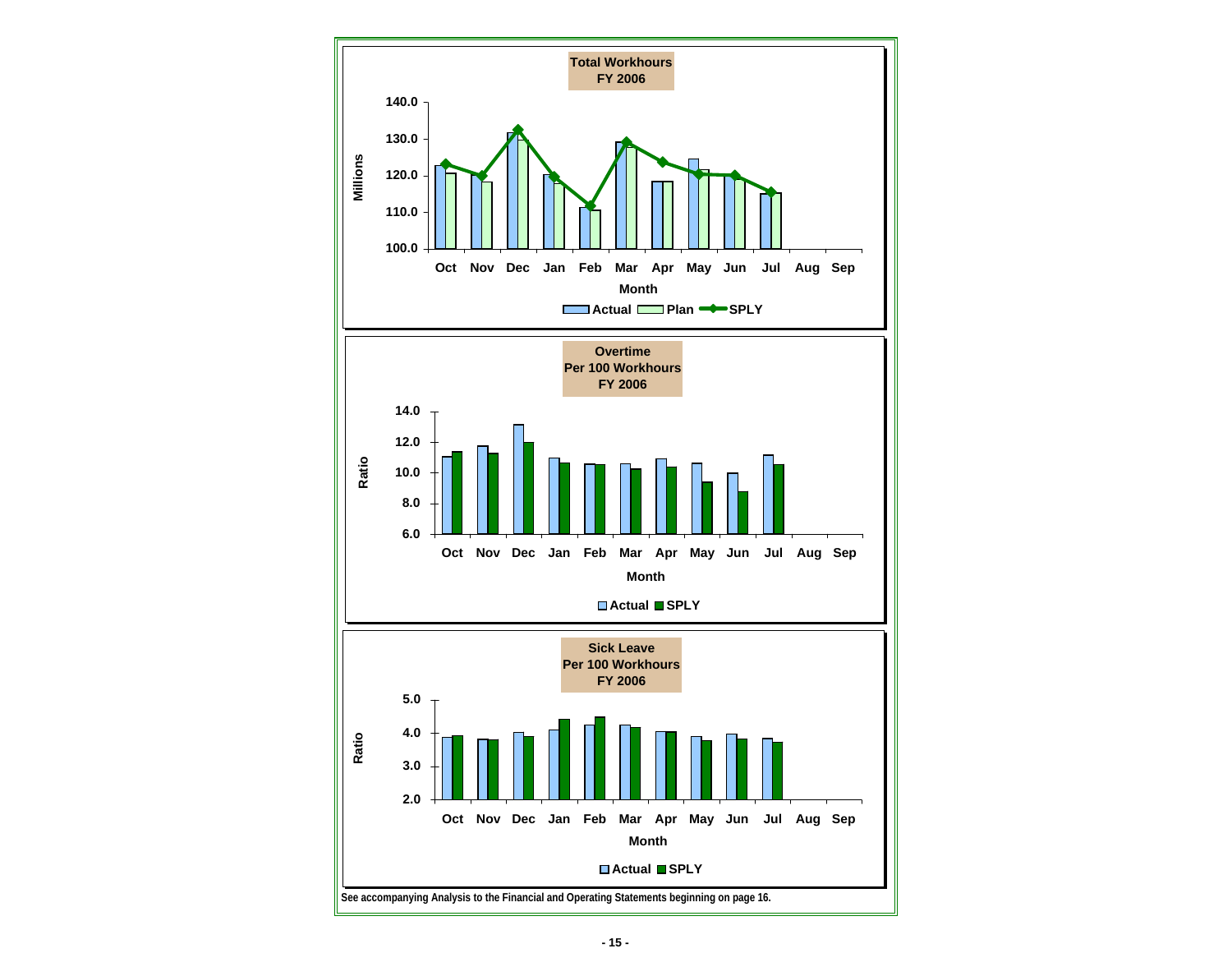**Total Workhours FY 2006**

**Overtime Per 100 Workhours FY 2006**

**Sick Leave Per 100 Workhours FY 2006**

See accompanying Analysis to the Financial and Operating Statements beginning on page 16.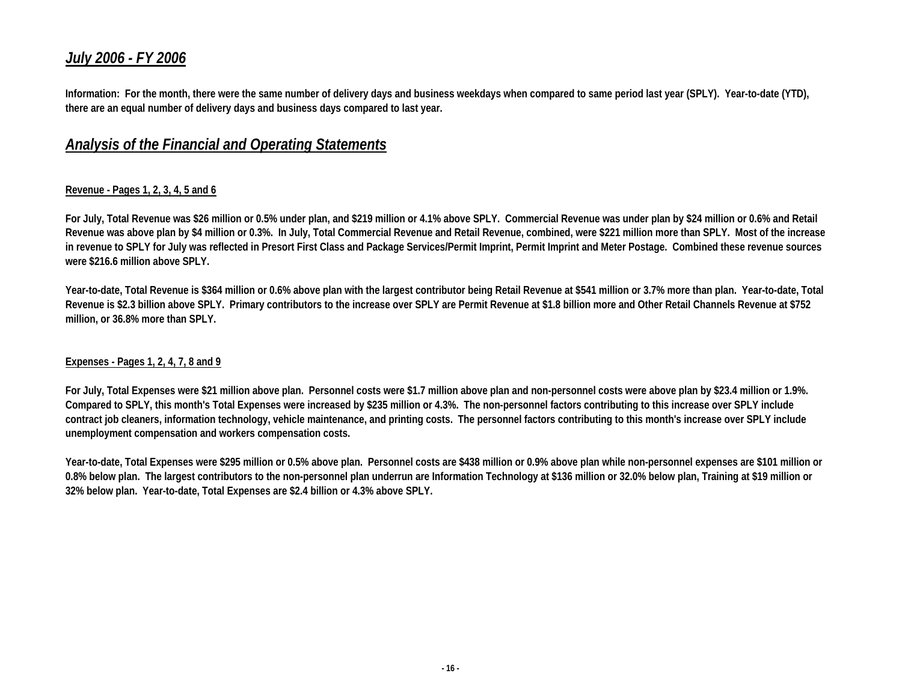## *July 2006 - FY 2006*

**Information: For the month, there were the same number of delivery days and business weekdays when compared to same period last year (SPLY). Year-to-date (YTD), there are an equal number of delivery days and business days compared to last year.**

## *Analysis of the Financial and Operating Statements*

**Revenue - Pages 1, 2, 3, 4, 5 and 6**

**For July, Total Revenue was $26 million or 0.5% under plan, and $219 million or 4.1% above SPLY. Commercial Revenue was under plan by $24 million or 0.6% and Retail Revenue was above plan by $4 million or 0.3%. In July, Total Commercial Revenue and Retail Revenue, combined, were $221 million more than SPLY. Most of the increase in revenue to SPLY for July was reflected in Presort First Class and Package Services/Permit Imprint, Permit Imprint and Meter Postage. Combined these revenue sources were $216.6 million above SPLY.**

**Year-to-date, Total Revenue is $364 million or 0.6% above plan with the largest contributor being Retail Revenue at $541 million or 3.7% more than plan. Year-to-date, Total Revenue is $2.3 billion above SPLY. Primary contributors to the increase over SPLY are Permit Revenue at $1.8 billion more and Other Retail Channels Revenue at $752 million, or 36.8% more than SPLY.**

**Expenses - Pages 1, 2, 4, 7, 8 and 9**

**For July, Total Expenses were $21 million above plan. Personnel costs were $1.7 million above plan and non-personnel costs were above plan by $23.4 million or 1.9%. Compared to SPLY, this month's Total Expenses were increased by $235 million or 4.3%. The non-personnel factors contributing to this increase over SPLY include contract job cleaners, information technology, vehicle maintenance, and printing costs. The personnel factors contributing to this month's increase over SPLY include unemployment compensation and workers compensation costs.**

**Year-to-date, Total Expenses were $295 million or 0.5% above plan. Personnel costs are $438 million or 0.9% above plan while non-personnel expenses are $101 million or 0.8% below plan. The largest contributors to the non-personnel plan underrun are Information Technology at $136 million or 32.0% below plan, Training at $19 million or 32% below plan. Year-to-date, Total Expenses are $2.4 billion or 4.3% above SPLY.**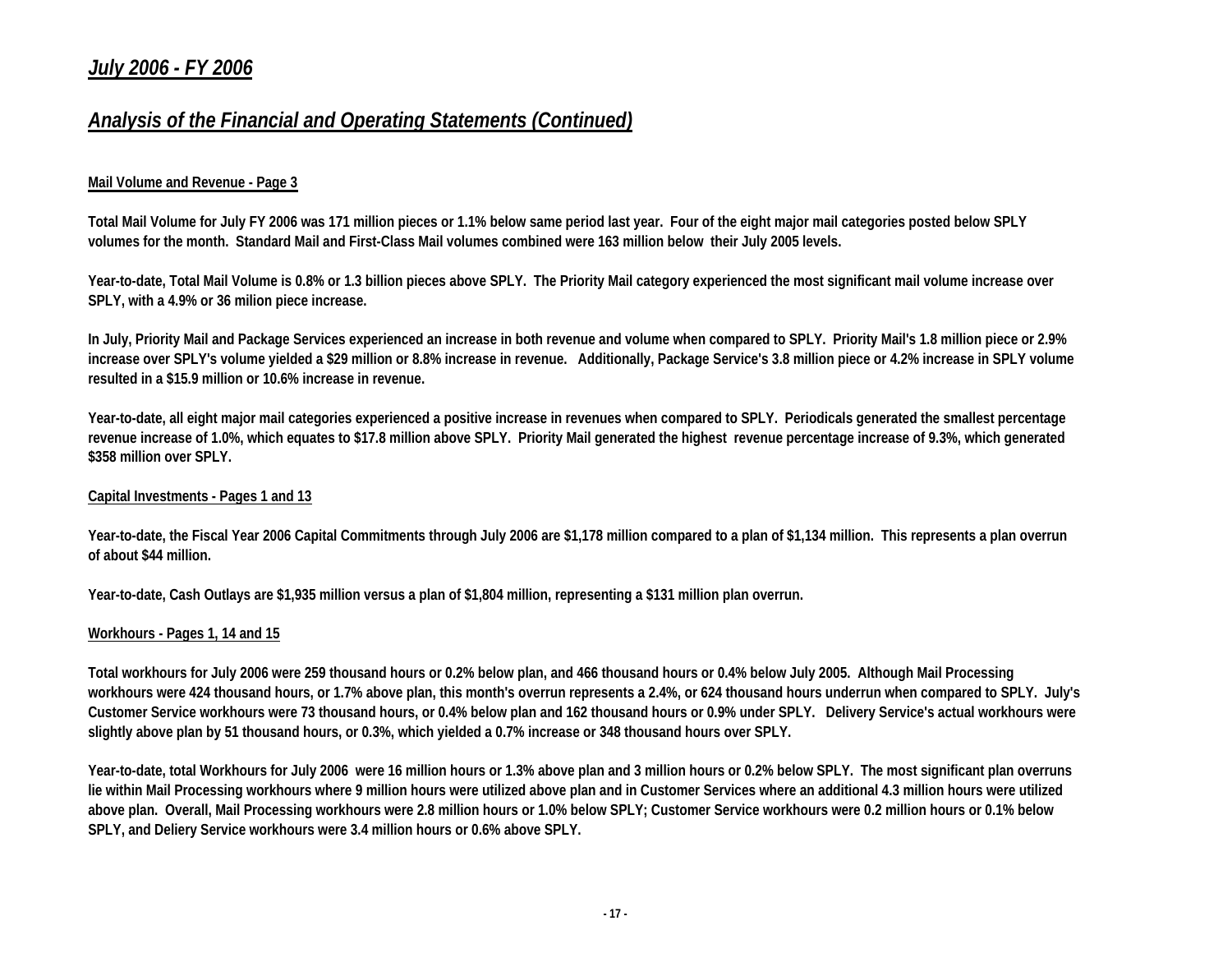## *July 2006 - FY 2006*

## *Analysis of the Financial and Operating Statements (Continued)*

**Mail Volume and Revenue - Page 3**

**Total Mail Volume for July FY 2006 was 171 million pieces or 1.1% below same period last year. Four of the eight major mail categories posted below SPLY volumes for the month. Standard Mail and First-Class Mail volumes combined were 163 million below their July 2005 levels.**

**Year-to-date, Total Mail Volume is 0.8% or 1.3 billion pieces above SPLY. The Priority Mail category experienced the most significant mail volume increase over SPLY, with a 4.9% or 36 milion piece increase.**

**In July, Priority Mail and Package Services experienced an increase in both revenue and volume when compared to SPLY. Priority Mail's 1.8 million piece or 2.9% increase over SPLY's volume yielded a $29 million or 8.8% increase in revenue. Additionally, Package Service's 3.8 million piece or 4.2% increase in SPLY volume resulted in a $15.9 million or 10.6% increase in revenue.**

**Year-to-date, all eight major mail categories experienced a positive increase in revenues when compared to SPLY. Periodicals generated the smallest percentage revenue increase of 1.0%, which equates to $17.8 million above SPLY. Priority Mail generated the highest revenue percentage increase of 9.3%, which generated $358 million over SPLY.**

**Capital Investments - Pages 1 and 13**

**Year-to-date, the Fiscal Year 2006 Capital Commitments through July 2006 are $1,178 million compared to a plan of $1,134 million. This represents a plan overrun of about $44 million.**

**Year-to-date, Cash Outlays are $1,935 million versus a plan of $1,804 million, representing a $131 million plan overrun.**

**Workhours - Pages 1, 14 and 15**

**Total workhours for July 2006 were 259 thousand hours or 0.2% below plan, and 466 thousand hours or 0.4% below July 2005. Although Mail Processing workhours were 424 thousand hours, or 1.7% above plan, this month's overrun represents a 2.4%, or 624 thousand hours underrun when compared to SPLY. July's Customer Service workhours were 73 thousand hours, or 0.4% below plan and 162 thousand hours or 0.9% under SPLY. Delivery Service's actual workhours were slightly above plan by 51 thousand hours, or 0.3%, which yielded a 0.7% increase or 348 thousand hours over SPLY.**

**Year-to-date, total Workhours for July 2006 were 16 million hours or 1.3% above plan and 3 million hours or 0.2% below SPLY. The most significant plan overruns lie within Mail Processing workhours where 9 million hours were utilized above plan and in Customer Services where an additional 4.3 million hours were utilized above plan. Overall, Mail Processing workhours were 2.8 million hours or 1.0% below SPLY; Customer Service workhours were 0.2 million hours or 0.1% below SPLY, and Deliery Service workhours were 3.4 million hours or 0.6% above SPLY.**